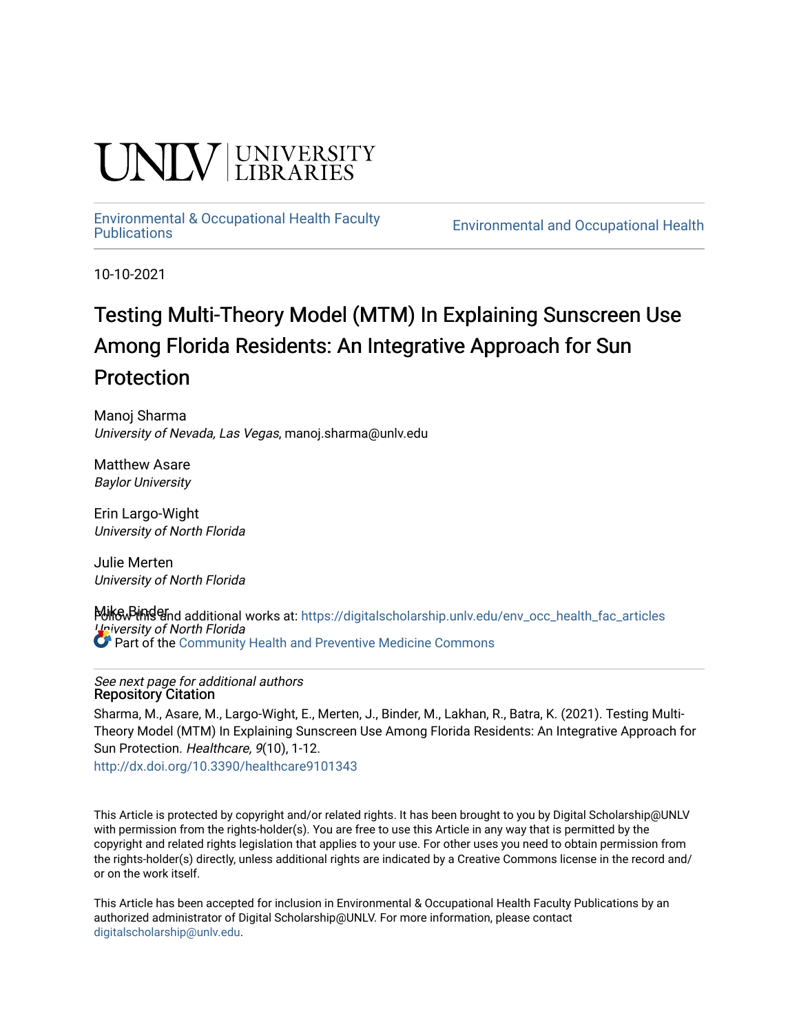UNLV | UNIVERSITY LIBRARIES

Environmental & Occupational Health Faculty Publications

Environmental and Occupational Health

10-10-2021

# Testing Multi-Theory Model (MTM) In Explaining Sunscreen Use Among Florida Residents: An Integrative Approach for Sun Protection

Manoj Sharma
*University of Nevada, Las Vegas*, manoj.sharma@unlv.edu

Matthew Asare
*Baylor University*

Erin Largo-Wight
*University of North Florida*

Julie Merten
*University of North Florida*

Mike Binder
*University of North Florida*

Follow this and additional works at: https://digitalscholarship.unlv.edu/env_occ_health_fac_articles

Part of the Community Health and Preventive Medicine Commons

*See next page for additional authors*

## Repository Citation

Sharma, M., Asare, M., Largo-Wight, E., Merten, J., Binder, M., Lakhan, R., Batra, K. (2021). Testing Multi-Theory Model (MTM) In Explaining Sunscreen Use Among Florida Residents: An Integrative Approach for Sun Protection. *Healthcare, 9*(10), 1-12.
http://dx.doi.org/10.3390/healthcare9101343

This Article is protected by copyright and/or related rights. It has been brought to you by Digital Scholarship@UNLV with permission from the rights-holder(s). You are free to use this Article in any way that is permitted by the copyright and related rights legislation that applies to your use. For other uses you need to obtain permission from the rights-holder(s) directly, unless additional rights are indicated by a Creative Commons license in the record and/or on the work itself.

This Article has been accepted for inclusion in Environmental & Occupational Health Faculty Publications by an authorized administrator of Digital Scholarship@UNLV. For more information, please contact digitalscholarship@unlv.edu.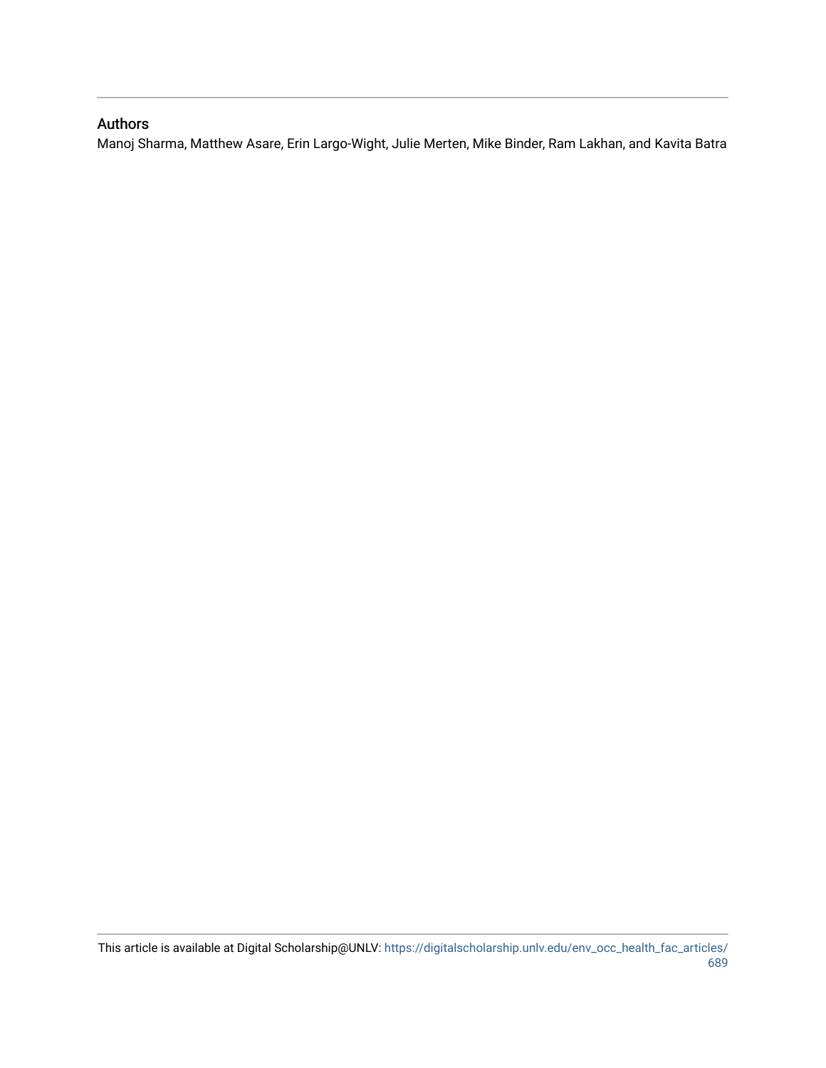## Authors

Manoj Sharma, Matthew Asare, Erin Largo-Wight, Julie Merten, Mike Binder, Ram Lakhan, and Kavita Batra

This article is available at Digital Scholarship@UNLV: https://digitalscholarship.unlv.edu/env_occ_health_fac_articles/689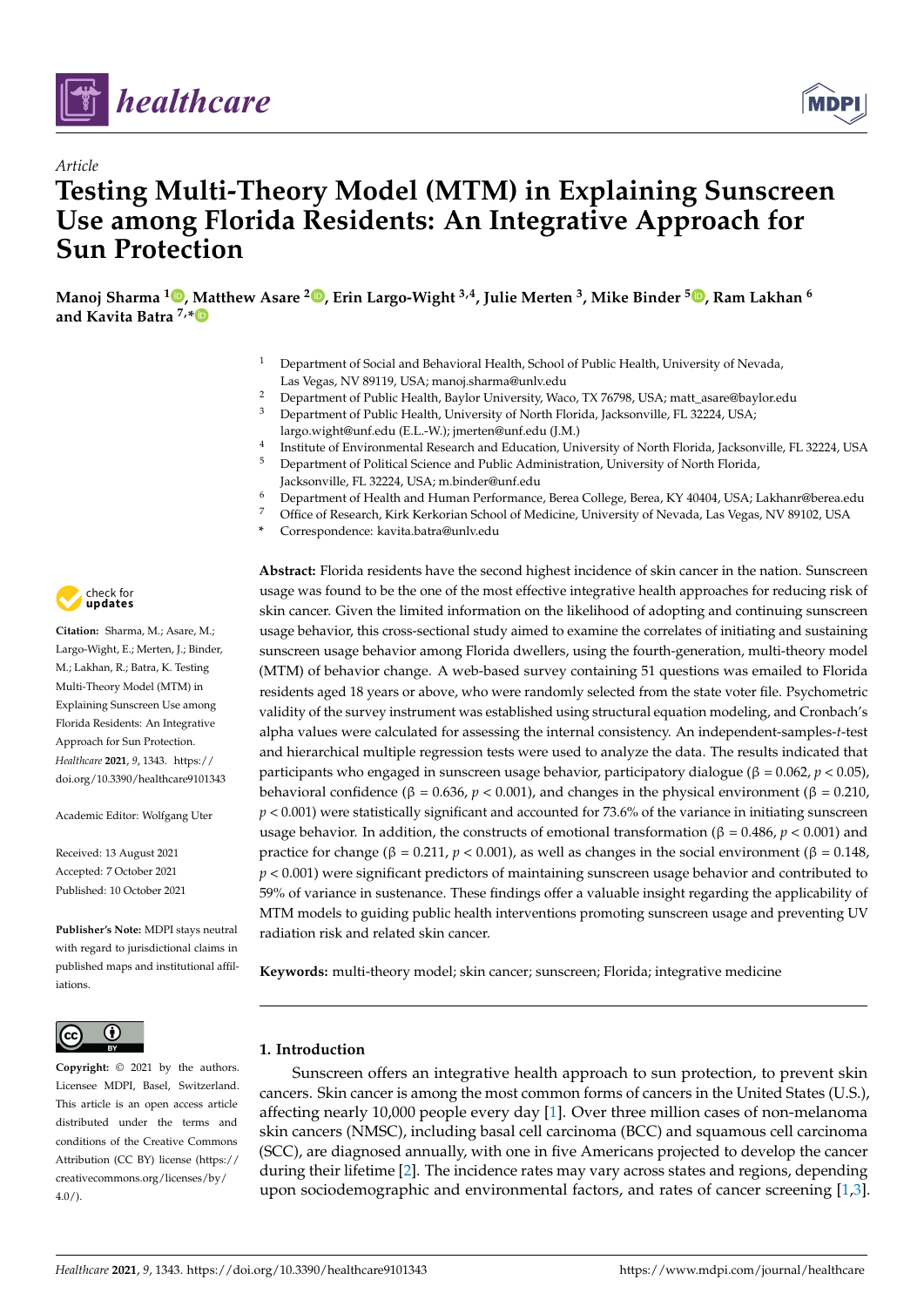# Testing Multi-Theory Model (MTM) in Explaining Sunscreen Use among Florida Residents: An Integrative Approach for Sun Protection

**Manoj Sharma** [1], **Matthew Asare** [2], **Erin Largo-Wight** [3,4], **Julie Merten** [3], **Mike Binder** [5], **Ram Lakhan** [6] and **Kavita Batra** [7,*]

[1] Department of Social and Behavioral Health, School of Public Health, University of Nevada, Las Vegas, NV 89119, USA; manoj.sharma@unlv.edu
[2] Department of Public Health, Baylor University, Waco, TX 76798, USA; matt_asare@baylor.edu
[3] Department of Public Health, University of North Florida, Jacksonville, FL 32224, USA; largo.wight@unf.edu (E.L.-W.); jmerten@unf.edu (J.M.)
[4] Institute of Environmental Research and Education, University of North Florida, Jacksonville, FL 32224, USA
[5] Department of Political Science and Public Administration, University of North Florida, Jacksonville, FL 32224, USA; m.binder@unf.edu
[6] Department of Health and Human Performance, Berea College, Berea, KY 40404, USA; Lakhanr@berea.edu
[7] Office of Research, Kirk Kerkorian School of Medicine, University of Nevada, Las Vegas, NV 89102, USA
\* Correspondence: kavita.batra@unlv.edu

**Citation:** Sharma, M.; Asare, M.; Largo-Wight, E.; Merten, J.; Binder, M.; Lakhan, R.; Batra, K. Testing Multi-Theory Model (MTM) in Explaining Sunscreen Use among Florida Residents: An Integrative Approach for Sun Protection. *Healthcare* **2021**, *9*, 1343. https://doi.org/10.3390/healthcare9101343

Academic Editor: Wolfgang Uter

Received: 13 August 2021
Accepted: 7 October 2021
Published: 10 October 2021

**Publisher's Note:** MDPI stays neutral with regard to jurisdictional claims in published maps and institutional affiliations.

**Copyright:** © 2021 by the authors. Licensee MDPI, Basel, Switzerland. This article is an open access article distributed under the terms and conditions of the Creative Commons Attribution (CC BY) license (https://creativecommons.org/licenses/by/4.0/).

**Abstract:** Florida residents have the second highest incidence of skin cancer in the nation. Sunscreen usage was found to be the one of the most effective integrative health approaches for reducing risk of skin cancer. Given the limited information on the likelihood of adopting and continuing sunscreen usage behavior, this cross-sectional study aimed to examine the correlates of initiating and sustaining sunscreen usage behavior among Florida dwellers, using the fourth-generation, multi-theory model (MTM) of behavior change. A web-based survey containing 51 questions was emailed to Florida residents aged 18 years or above, who were randomly selected from the state voter file. Psychometric validity of the survey instrument was established using structural equation modeling, and Cronbach's alpha values were calculated for assessing the internal consistency. An independent-samples-*t*-test and hierarchical multiple regression tests were used to analyze the data. The results indicated that participants who engaged in sunscreen usage behavior, participatory dialogue ($\beta = 0.062$, $p < 0.05$), behavioral confidence ($\beta = 0.636$, $p < 0.001$), and changes in the physical environment ($\beta = 0.210$, $p < 0.001$) were statistically significant and accounted for 73.6% of the variance in initiating sunscreen usage behavior. In addition, the constructs of emotional transformation ($\beta = 0.486$, $p < 0.001$) and practice for change ($\beta = 0.211$, $p < 0.001$), as well as changes in the social environment ($\beta = 0.148$, $p < 0.001$) were significant predictors of maintaining sunscreen usage behavior and contributed to 59% of variance in sustenance. These findings offer a valuable insight regarding the applicability of MTM models to guiding public health interventions promoting sunscreen usage and preventing UV radiation risk and related skin cancer.

**Keywords:** multi-theory model; skin cancer; sunscreen; Florida; integrative medicine

## 1. Introduction

Sunscreen offers an integrative health approach to sun protection, to prevent skin cancers. Skin cancer is among the most common forms of cancers in the United States (U.S.), affecting nearly 10,000 people every day [1]. Over three million cases of non-melanoma skin cancers (NMSC), including basal cell carcinoma (BCC) and squamous cell carcinoma (SCC), are diagnosed annually, with one in five Americans projected to develop the cancer during their lifetime [2]. The incidence rates may vary across states and regions, depending upon sociodemographic and environmental factors, and rates of cancer screening [1,3].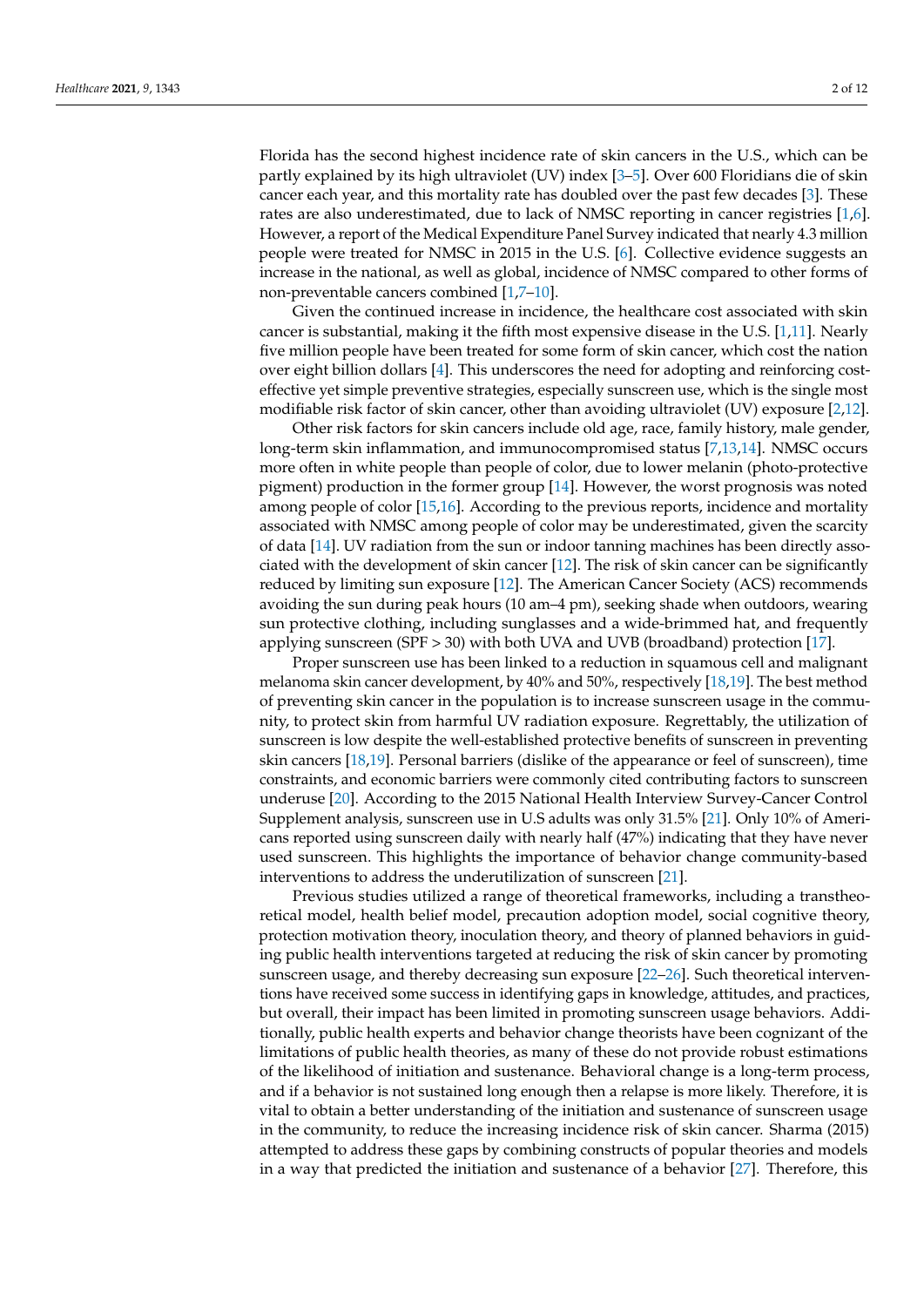Florida has the second highest incidence rate of skin cancers in the U.S., which can be partly explained by its high ultraviolet (UV) index [3–5]. Over 600 Floridians die of skin cancer each year, and this mortality rate has doubled over the past few decades [3]. These rates are also underestimated, due to lack of NMSC reporting in cancer registries [1,6]. However, a report of the Medical Expenditure Panel Survey indicated that nearly 4.3 million people were treated for NMSC in 2015 in the U.S. [6]. Collective evidence suggests an increase in the national, as well as global, incidence of NMSC compared to other forms of non-preventable cancers combined [1,7–10].

Given the continued increase in incidence, the healthcare cost associated with skin cancer is substantial, making it the fifth most expensive disease in the U.S. [1,11]. Nearly five million people have been treated for some form of skin cancer, which cost the nation over eight billion dollars [4]. This underscores the need for adopting and reinforcing cost-effective yet simple preventive strategies, especially sunscreen use, which is the single most modifiable risk factor of skin cancer, other than avoiding ultraviolet (UV) exposure [2,12].

Other risk factors for skin cancers include old age, race, family history, male gender, long-term skin inflammation, and immunocompromised status [7,13,14]. NMSC occurs more often in white people than people of color, due to lower melanin (photo-protective pigment) production in the former group [14]. However, the worst prognosis was noted among people of color [15,16]. According to the previous reports, incidence and mortality associated with NMSC among people of color may be underestimated, given the scarcity of data [14]. UV radiation from the sun or indoor tanning machines has been directly associated with the development of skin cancer [12]. The risk of skin cancer can be significantly reduced by limiting sun exposure [12]. The American Cancer Society (ACS) recommends avoiding the sun during peak hours (10 am–4 pm), seeking shade when outdoors, wearing sun protective clothing, including sunglasses and a wide-brimmed hat, and frequently applying sunscreen (SPF > 30) with both UVA and UVB (broadband) protection [17].

Proper sunscreen use has been linked to a reduction in squamous cell and malignant melanoma skin cancer development, by 40% and 50%, respectively [18,19]. The best method of preventing skin cancer in the population is to increase sunscreen usage in the community, to protect skin from harmful UV radiation exposure. Regrettably, the utilization of sunscreen is low despite the well-established protective benefits of sunscreen in preventing skin cancers [18,19]. Personal barriers (dislike of the appearance or feel of sunscreen), time constraints, and economic barriers were commonly cited contributing factors to sunscreen underuse [20]. According to the 2015 National Health Interview Survey-Cancer Control Supplement analysis, sunscreen use in U.S adults was only 31.5% [21]. Only 10% of Americans reported using sunscreen daily with nearly half (47%) indicating that they have never used sunscreen. This highlights the importance of behavior change community-based interventions to address the underutilization of sunscreen [21].

Previous studies utilized a range of theoretical frameworks, including a transtheoretical model, health belief model, precaution adoption model, social cognitive theory, protection motivation theory, inoculation theory, and theory of planned behaviors in guiding public health interventions targeted at reducing the risk of skin cancer by promoting sunscreen usage, and thereby decreasing sun exposure [22–26]. Such theoretical interventions have received some success in identifying gaps in knowledge, attitudes, and practices, but overall, their impact has been limited in promoting sunscreen usage behaviors. Additionally, public health experts and behavior change theorists have been cognizant of the limitations of public health theories, as many of these do not provide robust estimations of the likelihood of initiation and sustenance. Behavioral change is a long-term process, and if a behavior is not sustained long enough then a relapse is more likely. Therefore, it is vital to obtain a better understanding of the initiation and sustenance of sunscreen usage in the community, to reduce the increasing incidence risk of skin cancer. Sharma (2015) attempted to address these gaps by combining constructs of popular theories and models in a way that predicted the initiation and sustenance of a behavior [27]. Therefore, this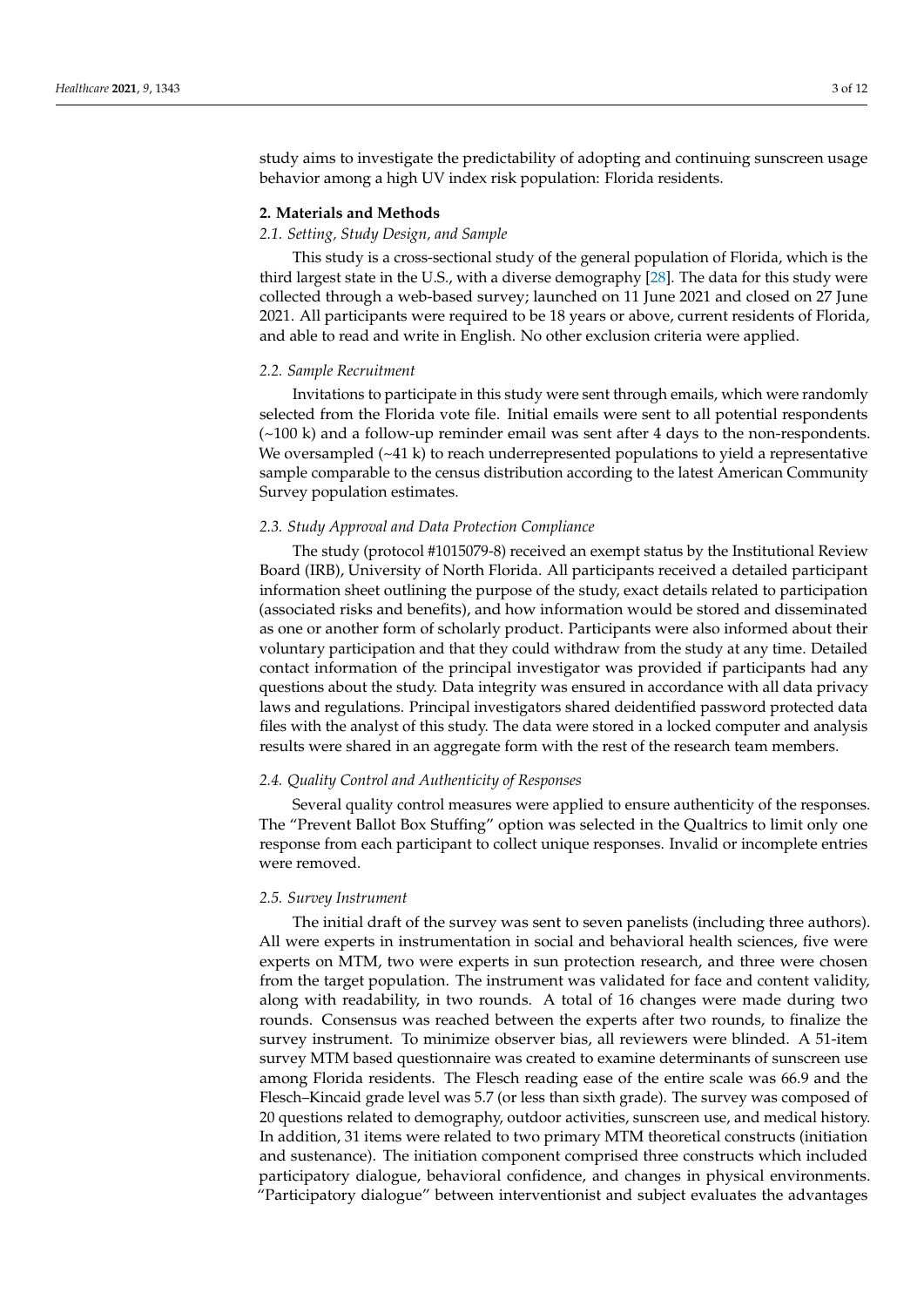study aims to investigate the predictability of adopting and continuing sunscreen usage behavior among a high UV index risk population: Florida residents.

## 2. Materials and Methods

### 2.1. Setting, Study Design, and Sample

This study is a cross-sectional study of the general population of Florida, which is the third largest state in the U.S., with a diverse demography [28]. The data for this study were collected through a web-based survey; launched on 11 June 2021 and closed on 27 June 2021. All participants were required to be 18 years or above, current residents of Florida, and able to read and write in English. No other exclusion criteria were applied.

### 2.2. Sample Recruitment

Invitations to participate in this study were sent through emails, which were randomly selected from the Florida vote file. Initial emails were sent to all potential respondents (~100 k) and a follow-up reminder email was sent after 4 days to the non-respondents. We oversampled (~41 k) to reach underrepresented populations to yield a representative sample comparable to the census distribution according to the latest American Community Survey population estimates.

### 2.3. Study Approval and Data Protection Compliance

The study (protocol #1015079-8) received an exempt status by the Institutional Review Board (IRB), University of North Florida. All participants received a detailed participant information sheet outlining the purpose of the study, exact details related to participation (associated risks and benefits), and how information would be stored and disseminated as one or another form of scholarly product. Participants were also informed about their voluntary participation and that they could withdraw from the study at any time. Detailed contact information of the principal investigator was provided if participants had any questions about the study. Data integrity was ensured in accordance with all data privacy laws and regulations. Principal investigators shared deidentified password protected data files with the analyst of this study. The data were stored in a locked computer and analysis results were shared in an aggregate form with the rest of the research team members.

### 2.4. Quality Control and Authenticity of Responses

Several quality control measures were applied to ensure authenticity of the responses. The "Prevent Ballot Box Stuffing" option was selected in the Qualtrics to limit only one response from each participant to collect unique responses. Invalid or incomplete entries were removed.

### 2.5. Survey Instrument

The initial draft of the survey was sent to seven panelists (including three authors). All were experts in instrumentation in social and behavioral health sciences, five were experts on MTM, two were experts in sun protection research, and three were chosen from the target population. The instrument was validated for face and content validity, along with readability, in two rounds. A total of 16 changes were made during two rounds. Consensus was reached between the experts after two rounds, to finalize the survey instrument. To minimize observer bias, all reviewers were blinded. A 51-item survey MTM based questionnaire was created to examine determinants of sunscreen use among Florida residents. The Flesch reading ease of the entire scale was 66.9 and the Flesch–Kincaid grade level was 5.7 (or less than sixth grade). The survey was composed of 20 questions related to demography, outdoor activities, sunscreen use, and medical history. In addition, 31 items were related to two primary MTM theoretical constructs (initiation and sustenance). The initiation component comprised three constructs which included participatory dialogue, behavioral confidence, and changes in physical environments. "Participatory dialogue" between interventionist and subject evaluates the advantages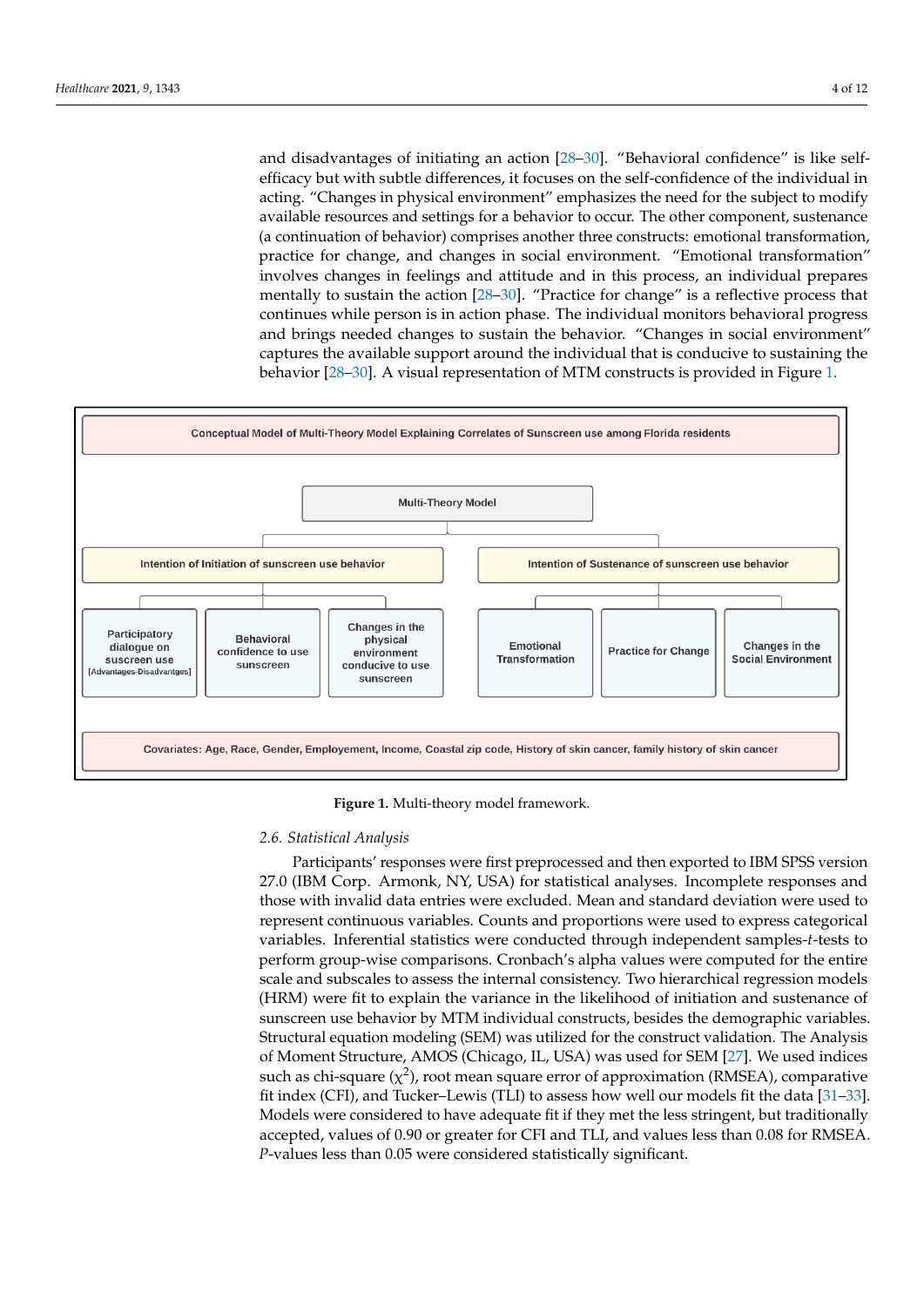and disadvantages of initiating an action [28–30]. “Behavioral confidence” is like self-efficacy but with subtle differences, it focuses on the self-confidence of the individual in acting. “Changes in physical environment” emphasizes the need for the subject to modify available resources and settings for a behavior to occur. The other component, sustenance (a continuation of behavior) comprises another three constructs: emotional transformation, practice for change, and changes in social environment. “Emotional transformation” involves changes in feelings and attitude and in this process, an individual prepares mentally to sustain the action [28–30]. “Practice for change” is a reflective process that continues while person is in action phase. The individual monitors behavioral progress and brings needed changes to sustain the behavior. “Changes in social environment” captures the available support around the individual that is conducive to sustaining the behavior [28–30]. A visual representation of MTM constructs is provided in Figure 1.

Conceptual Model of Multi-Theory Model Explaining Correlates of Sunscreen use among Florida residents

Multi-Theory Model

Intention of Initiation of sunscreen use behavior

- Participatory dialogue on suscreen use [Advantages-Disadvantges]
- Behavioral confidence to use sunscreen
- Changes in the physical environment conducive to use sunscreen

Intention of Sustenance of sunscreen use behavior

- Emotional Transformation
- Practice for Change
- Changes in the Social Environment

Covariates: Age, Race, Gender, Employement, Income, Coastal zip code, History of skin cancer, family history of skin cancer

**Figure 1.** Multi-theory model framework.

### 2.6. Statistical Analysis

Participants’ responses were first preprocessed and then exported to IBM SPSS version 27.0 (IBM Corp. Armonk, NY, USA) for statistical analyses. Incomplete responses and those with invalid data entries were excluded. Mean and standard deviation were used to represent continuous variables. Counts and proportions were used to express categorical variables. Inferential statistics were conducted through independent samples-*t*-tests to perform group-wise comparisons. Cronbach’s alpha values were computed for the entire scale and subscales to assess the internal consistency. Two hierarchical regression models (HRM) were fit to explain the variance in the likelihood of initiation and sustenance of sunscreen use behavior by MTM individual constructs, besides the demographic variables. Structural equation modeling (SEM) was utilized for the construct validation. The Analysis of Moment Structure, AMOS (Chicago, IL, USA) was used for SEM [27]. We used indices such as chi-square ($\chi^2$), root mean square error of approximation (RMSEA), comparative fit index (CFI), and Tucker–Lewis (TLI) to assess how well our models fit the data [31–33]. Models were considered to have adequate fit if they met the less stringent, but traditionally accepted, values of 0.90 or greater for CFI and TLI, and values less than 0.08 for RMSEA. *P*-values less than 0.05 were considered statistically significant.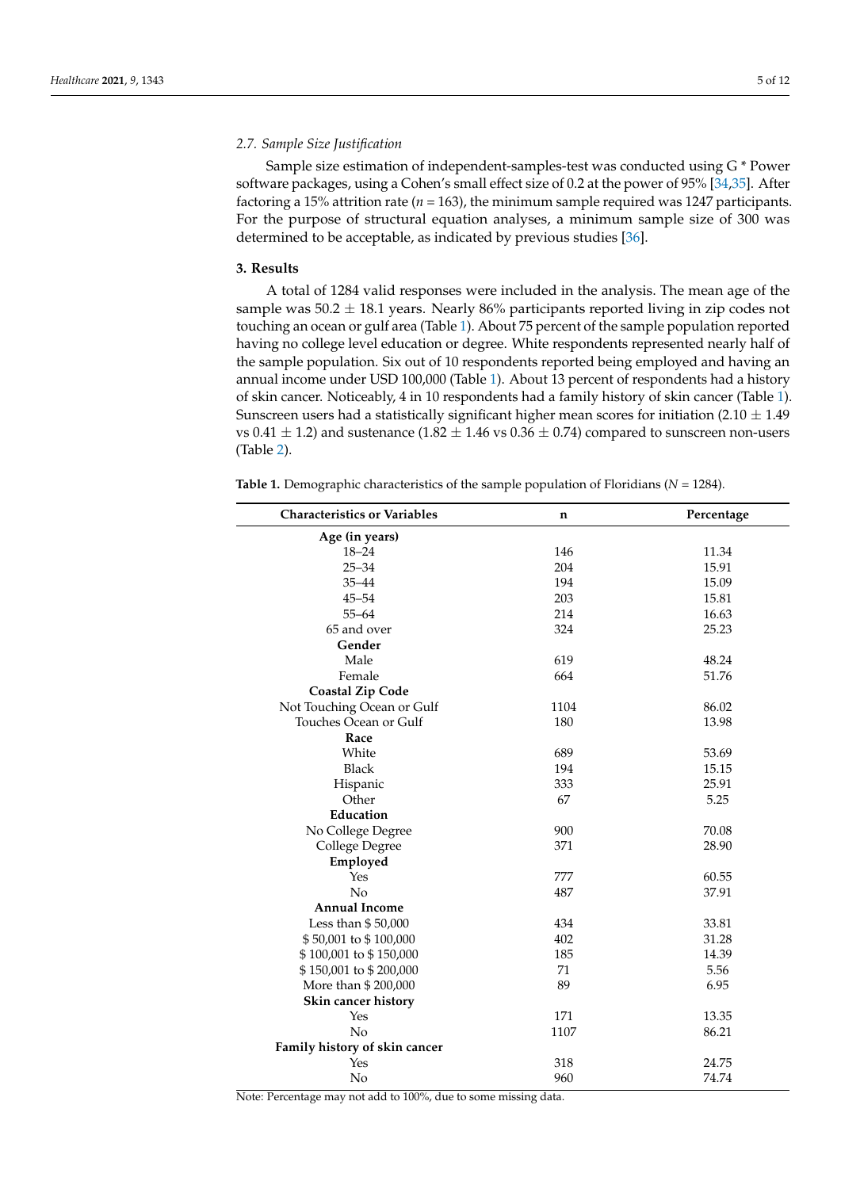### 2.7. Sample Size Justification

Sample size estimation of independent-samples-test was conducted using G * Power software packages, using a Cohen's small effect size of 0.2 at the power of 95% [34,35]. After factoring a 15% attrition rate ($n = 163$), the minimum sample required was 1247 participants. For the purpose of structural equation analyses, a minimum sample size of 300 was determined to be acceptable, as indicated by previous studies [36].

## 3. Results

A total of 1284 valid responses were included in the analysis. The mean age of the sample was $50.2 \pm 18.1$ years. Nearly 86% participants reported living in zip codes not touching an ocean or gulf area (Table 1). About 75 percent of the sample population reported having no college level education or degree. White respondents represented nearly half of the sample population. Six out of 10 respondents reported being employed and having an annual income under USD 100,000 (Table 1). About 13 percent of respondents had a history of skin cancer. Noticeably, 4 in 10 respondents had a family history of skin cancer (Table 1). Sunscreen users had a statistically significant higher mean scores for initiation ($2.10 \pm 1.49$ vs $0.41 \pm 1.2$) and sustenance ($1.82 \pm 1.46$ vs $0.36 \pm 0.74$) compared to sunscreen non-users (Table 2).

**Table 1.** Demographic characteristics of the sample population of Floridians ($N = 1284$).

| Characteristics or Variables | n | Percentage |
|---|---|---|
| **Age (in years)** | | |
| 18–24 | 146 | 11.34 |
| 25–34 | 204 | 15.91 |
| 35–44 | 194 | 15.09 |
| 45–54 | 203 | 15.81 |
| 55–64 | 214 | 16.63 |
| 65 and over | 324 | 25.23 |
| **Gender** | | |
| Male | 619 | 48.24 |
| Female | 664 | 51.76 |
| **Coastal Zip Code** | | |
| Not Touching Ocean or Gulf | 1104 | 86.02 |
| Touches Ocean or Gulf | 180 | 13.98 |
| **Race** | | |
| White | 689 | 53.69 |
| Black | 194 | 15.15 |
| Hispanic | 333 | 25.91 |
| Other | 67 | 5.25 |
| **Education** | | |
| No College Degree | 900 | 70.08 |
| College Degree | 371 | 28.90 |
| **Employed** | | |
| Yes | 777 | 60.55 |
| No | 487 | 37.91 |
| **Annual Income** | | |
| Less than $ 50,000 | 434 | 33.81 |
| $ 50,001 to $ 100,000 | 402 | 31.28 |
| $ 100,001 to $ 150,000 | 185 | 14.39 |
| $ 150,001 to $ 200,000 | 71 | 5.56 |
| More than $ 200,000 | 89 | 6.95 |
| **Skin cancer history** | | |
| Yes | 171 | 13.35 |
| No | 1107 | 86.21 |
| **Family history of skin cancer** | | |
| Yes | 318 | 24.75 |
| No | 960 | 74.74 |

Note: Percentage may not add to 100%, due to some missing data.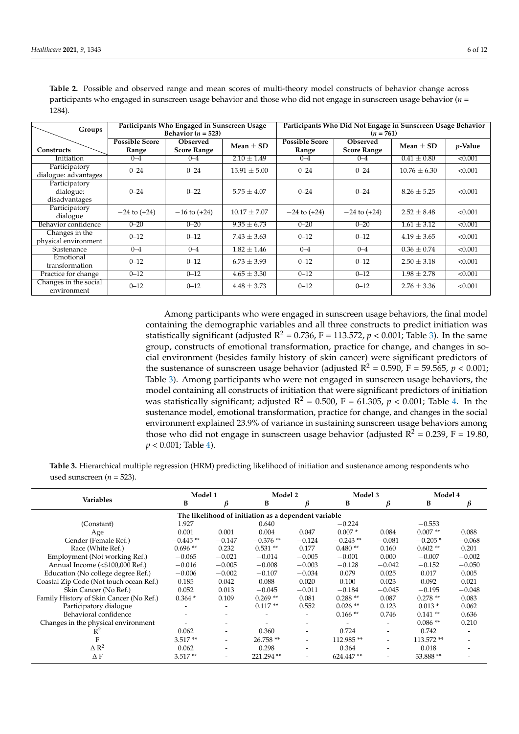**Table 2.** Possible and observed range and mean scores of multi-theory model constructs of behavior change across participants who engaged in sunscreen usage behavior and those who did not engage in sunscreen usage behavior ($n$ = 1284).

| Constructs \ Groups | Participants Who Engaged in Sunscreen Usage Behavior ($n$ = 523) | | | Participants Who Did Not Engage in Sunscreen Usage Behavior ($n$ = 761) | | | |
|---|---|---|---|---|---|---|---|
| | Possible Score Range | Observed Score Range | Mean ± SD | Possible Score Range | Observed Score Range | Mean ± SD | $p$-Value |
| Initiation | 0–4 | 0–4 | 2.10 ± 1.49 | 0–4 | 0–4 | 0.41 ± 0.80 | <0.001 |
| Participatory dialogue: advantages | 0–24 | 0–24 | 15.91 ± 5.00 | 0–24 | 0–24 | 10.76 ± 6.30 | <0.001 |
| Participatory dialogue: disadvantages | 0–24 | 0–22 | 5.75 ± 4.07 | 0–24 | 0–24 | 8.26 ± 5.25 | <0.001 |
| Participatory dialogue | −24 to (+24) | −16 to (+24) | 10.17 ± 7.07 | −24 to (+24) | −24 to (+24) | 2.52 ± 8.48 | <0.001 |
| Behavior confidence | 0–20 | 0–20 | 9.35 ± 6.73 | 0–20 | 0–20 | 1.61 ± 3.12 | <0.001 |
| Changes in the physical environment | 0–12 | 0–12 | 7.43 ± 3.63 | 0–12 | 0–12 | 4.19 ± 3.65 | <0.001 |
| Sustenance | 0–4 | 0–4 | 1.82 ± 1.46 | 0–4 | 0–4 | 0.36 ± 0.74 | <0.001 |
| Emotional transformation | 0–12 | 0–12 | 6.73 ± 3.93 | 0–12 | 0–12 | 2.50 ± 3.18 | <0.001 |
| Practice for change | 0–12 | 0–12 | 4.65 ± 3.30 | 0–12 | 0–12 | 1.98 ± 2.78 | <0.001 |
| Changes in the social environment | 0–12 | 0–12 | 4.48 ± 3.73 | 0–12 | 0–12 | 2.76 ± 3.36 | <0.001 |

Among participants who were engaged in sunscreen usage behaviors, the final model containing the demographic variables and all three constructs to predict initiation was statistically significant (adjusted $R^2$ = 0.736, F = 113.572, $p < 0.001$; Table 3). In the same group, constructs of emotional transformation, practice for change, and changes in social environment (besides family history of skin cancer) were significant predictors of the sustenance of sunscreen usage behavior (adjusted $R^2$ = 0.590, F = 59.565, $p < 0.001$; Table 3). Among participants who were not engaged in sunscreen usage behaviors, the model containing all constructs of initiation that were significant predictors of initiation was statistically significant; adjusted $R^2$ = 0.500, F = 61.305, $p < 0.001$; Table 4. In the sustenance model, emotional transformation, practice for change, and changes in the social environment explained 23.9% of variance in sustaining sunscreen usage behaviors among those who did not engage in sunscreen usage behavior (adjusted $R^2$ = 0.239, F = 19.80, $p < 0.001$; Table 4).

**Table 3.** Hierarchical multiple regression (HRM) predicting likelihood of initiation and sustenance among respondents who used sunscreen ($n$ = 523).

| Variables | Model 1 | | Model 2 | | Model 3 | | Model 4 | |
|---|---|---|---|---|---|---|---|---|
| | B | β | B | β | B | β | B | β |
| **The likelihood of initiation as a dependent variable** | | | | | | | | |
| (Constant) | 1.927 | | 0.640 | | −0.224 | | −0.553 | |
| Age | 0.001 | 0.001 | 0.004 | 0.047 | 0.007 * | 0.084 | 0.007 ** | 0.088 |
| Gender (Female Ref.) | −0.445 ** | −0.147 | −0.376 ** | −0.124 | −0.243 ** | −0.081 | −0.205 * | −0.068 |
| Race (White Ref.) | 0.696 ** | 0.232 | 0.531 ** | 0.177 | 0.480 ** | 0.160 | 0.602 ** | 0.201 |
| Employment (Not working Ref.) | −0.065 | −0.021 | −0.014 | −0.005 | −0.001 | 0.000 | −0.007 | −0.002 |
| Annual Income (<$100,000 Ref.) | −0.016 | −0.005 | −0.008 | −0.003 | −0.128 | −0.042 | −0.152 | −0.050 |
| Education (No college degree Ref.) | −0.006 | −0.002 | −0.107 | −0.034 | 0.079 | 0.025 | 0.017 | 0.005 |
| Coastal Zip Code (Not touch ocean Ref.) | 0.185 | 0.042 | 0.088 | 0.020 | 0.100 | 0.023 | 0.092 | 0.021 |
| Skin Cancer (No Ref.) | 0.052 | 0.013 | −0.045 | −0.011 | −0.184 | −0.045 | −0.195 | −0.048 |
| Family History of Skin Cancer (No Ref.) | 0.364 * | 0.109 | 0.269 ** | 0.081 | 0.288 ** | 0.087 | 0.278 ** | 0.083 |
| Participatory dialogue | - | - | 0.117 ** | 0.552 | 0.026 ** | 0.123 | 0.013 * | 0.062 |
| Behavioral confidence | - | - | - | - | 0.166 ** | 0.746 | 0.141 ** | 0.636 |
| Changes in the physical environment | - | - | - | - | - | - | 0.086 ** | 0.210 |
| $R^2$ | 0.062 | - | 0.360 | - | 0.724 | - | 0.742 | - |
| F | 3.517 ** | - | 26.758 ** | - | 112.985 ** | - | 113.572 ** | - |
| $\Delta R^2$ | 0.062 | - | 0.298 | - | 0.364 | - | 0.018 | - |
| Δ F | 3.517 ** | - | 221.294 ** | - | 624.447 ** | - | 33.888 ** | - |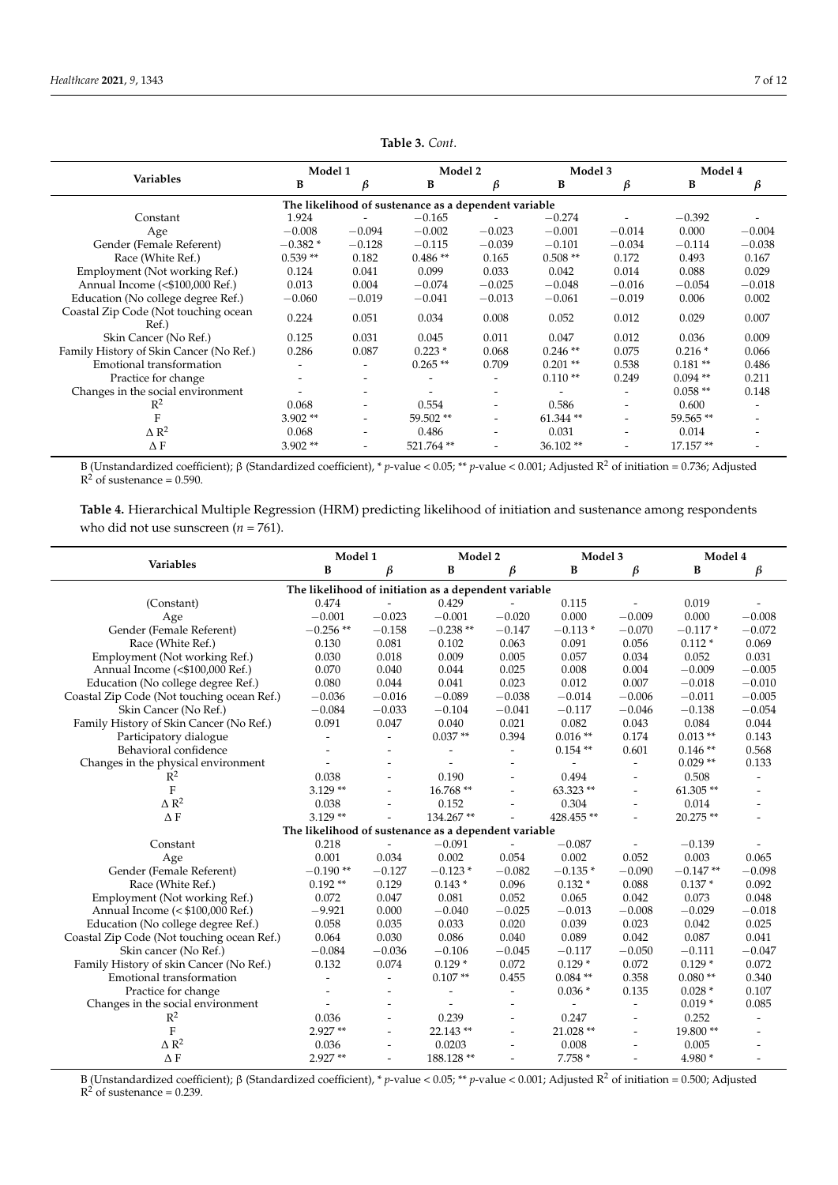**Table 3.** *Cont.*

| Variables | Model 1 | | Model 2 | | Model 3 | | Model 4 | |
|---|---|---|---|---|---|---|---|---|
| | B | β | B | β | B | β | B | β |
| **The likelihood of sustenance as a dependent variable** | | | | | | | | |
| Constant | 1.924 | - | −0.165 | - | −0.274 | - | −0.392 | - |
| Age | −0.008 | −0.094 | −0.002 | −0.023 | −0.001 | −0.014 | 0.000 | −0.004 |
| Gender (Female Referent) | −0.382 * | −0.128 | −0.115 | −0.039 | −0.101 | −0.034 | −0.114 | −0.038 |
| Race (White Ref.) | 0.539 ** | 0.182 | 0.486 ** | 0.165 | 0.508 ** | 0.172 | 0.493 | 0.167 |
| Employment (Not working Ref.) | 0.124 | 0.041 | 0.099 | 0.033 | 0.042 | 0.014 | 0.088 | 0.029 |
| Annual Income (<$100,000 Ref.) | 0.013 | 0.004 | −0.074 | −0.025 | −0.048 | −0.016 | −0.054 | −0.018 |
| Education (No college degree Ref.) | −0.060 | −0.019 | −0.041 | −0.013 | −0.061 | −0.019 | 0.006 | 0.002 |
| Coastal Zip Code (Not touching ocean Ref.) | 0.224 | 0.051 | 0.034 | 0.008 | 0.052 | 0.012 | 0.029 | 0.007 |
| Skin Cancer (No Ref.) | 0.125 | 0.031 | 0.045 | 0.011 | 0.047 | 0.012 | 0.036 | 0.009 |
| Family History of Skin Cancer (No Ref.) | 0.286 | 0.087 | 0.223 * | 0.068 | 0.246 ** | 0.075 | 0.216 * | 0.066 |
| Emotional transformation | - | - | 0.265 ** | 0.709 | 0.201 ** | 0.538 | 0.181 ** | 0.486 |
| Practice for change | - | - | - | - | 0.110 ** | 0.249 | 0.094 ** | 0.211 |
| Changes in the social environment | - | - | - | - | - | - | 0.058 ** | 0.148 |
| $R^2$ | 0.068 | - | 0.554 | - | 0.586 | - | 0.600 | - |
| F | 3.902 ** | - | 59.502 ** | - | 61.344 ** | - | 59.565 ** | - |
| $\Delta R^2$ | 0.068 | - | 0.486 | - | 0.031 | - | 0.014 | - |
| $\Delta$ F | 3.902 ** | - | 521.764 ** | - | 36.102 ** | - | 17.157 ** | - |

B (Unstandardized coefficient); β (Standardized coefficient), * $p$-value < 0.05; ** $p$-value < 0.001; Adjusted $R^2$ of initiation = 0.736; Adjusted $R^2$ of sustenance = 0.590.

**Table 4.** Hierarchical Multiple Regression (HRM) predicting likelihood of initiation and sustenance among respondents who did not use sunscreen ($n$ = 761).

| Variables | Model 1 | | Model 2 | | Model 3 | | Model 4 | |
|---|---|---|---|---|---|---|---|---|
| | B | β | B | β | B | β | B | β |
| **The likelihood of initiation as a dependent variable** | | | | | | | | |
| (Constant) | 0.474 | - | 0.429 | - | 0.115 | - | 0.019 | - |
| Age | −0.001 | −0.023 | −0.001 | −0.020 | 0.000 | −0.009 | 0.000 | −0.008 |
| Gender (Female Referent) | −0.256 ** | −0.158 | −0.238 ** | −0.147 | −0.113 * | −0.070 | −0.117 * | −0.072 |
| Race (White Ref.) | 0.130 | 0.081 | 0.102 | 0.063 | 0.091 | 0.056 | 0.112 * | 0.069 |
| Employment (Not working Ref.) | 0.030 | 0.018 | 0.009 | 0.005 | 0.057 | 0.034 | 0.052 | 0.031 |
| Annual Income (<$100,000 Ref.) | 0.070 | 0.040 | 0.044 | 0.025 | 0.008 | 0.004 | −0.009 | −0.005 |
| Education (No college degree Ref.) | 0.080 | 0.044 | 0.041 | 0.023 | 0.012 | 0.007 | −0.018 | −0.010 |
| Coastal Zip Code (Not touching ocean Ref.) | −0.036 | −0.016 | −0.089 | −0.038 | −0.014 | −0.006 | −0.011 | −0.005 |
| Skin Cancer (No Ref.) | −0.084 | −0.033 | −0.104 | −0.041 | −0.117 | −0.046 | −0.138 | −0.054 |
| Family History of Skin Cancer (No Ref.) | 0.091 | 0.047 | 0.040 | 0.021 | 0.082 | 0.043 | 0.084 | 0.044 |
| Participatory dialogue | - | - | 0.037 ** | 0.394 | 0.016 ** | 0.174 | 0.013 ** | 0.143 |
| Behavioral confidence | - | - | - | - | 0.154 ** | 0.601 | 0.146 ** | 0.568 |
| Changes in the physical environment | - | - | - | - | - | - | 0.029 ** | 0.133 |
| $R^2$ | 0.038 | - | 0.190 | - | 0.494 | - | 0.508 | - |
| F | 3.129 ** | - | 16.768 ** | - | 63.323 ** | - | 61.305 ** | - |
| $\Delta R^2$ | 0.038 | - | 0.152 | - | 0.304 | - | 0.014 | - |
| $\Delta$ F | 3.129 ** | - | 134.267 ** | - | 428.455 ** | - | 20.275 ** | - |
| **The likelihood of sustenance as a dependent variable** | | | | | | | | |
| Constant | 0.218 | - | −0.091 | - | −0.087 | - | −0.139 | - |
| Age | 0.001 | 0.034 | 0.002 | 0.054 | 0.002 | 0.052 | 0.003 | 0.065 |
| Gender (Female Referent) | −0.190 ** | −0.127 | −0.123 * | −0.082 | −0.135 * | −0.090 | −0.147 ** | −0.098 |
| Race (White Ref.) | 0.192 ** | 0.129 | 0.143 * | 0.096 | 0.132 * | 0.088 | 0.137 * | 0.092 |
| Employment (Not working Ref.) | 0.072 | 0.047 | 0.081 | 0.052 | 0.065 | 0.042 | 0.073 | 0.048 |
| Annual Income (< $100,000 Ref.) | −9.921 | 0.000 | −0.040 | −0.025 | −0.013 | −0.008 | −0.029 | −0.018 |
| Education (No college degree Ref.) | 0.058 | 0.035 | 0.033 | 0.020 | 0.039 | 0.023 | 0.042 | 0.025 |
| Coastal Zip Code (Not touching ocean Ref.) | 0.064 | 0.030 | 0.086 | 0.040 | 0.089 | 0.042 | 0.087 | 0.041 |
| Skin cancer (No Ref.) | −0.084 | −0.036 | −0.106 | −0.045 | −0.117 | −0.050 | −0.111 | −0.047 |
| Family History of skin Cancer (No Ref.) | 0.132 | 0.074 | 0.129 * | 0.072 | 0.129 * | 0.072 | 0.129 * | 0.072 |
| Emotional transformation | - | - | 0.107 ** | 0.455 | 0.084 ** | 0.358 | 0.080 ** | 0.340 |
| Practice for change | - | - | - | - | 0.036 * | 0.135 | 0.028 * | 0.107 |
| Changes in the social environment | - | - | - | - | - | - | 0.019 * | 0.085 |
| $R^2$ | 0.036 | - | 0.239 | - | 0.247 | - | 0.252 | - |
| F | 2.927 ** | - | 22.143 ** | - | 21.028 ** | - | 19.800 ** | - |
| $\Delta R^2$ | 0.036 | - | 0.0203 | - | 0.008 | - | 0.005 | - |
| $\Delta$ F | 2.927 ** | - | 188.128 ** | - | 7.758 * | - | 4.980 * | - |

B (Unstandardized coefficient); β (Standardized coefficient), * $p$-value < 0.05; ** $p$-value < 0.001; Adjusted $R^2$ of initiation = 0.500; Adjusted $R^2$ of sustenance = 0.239.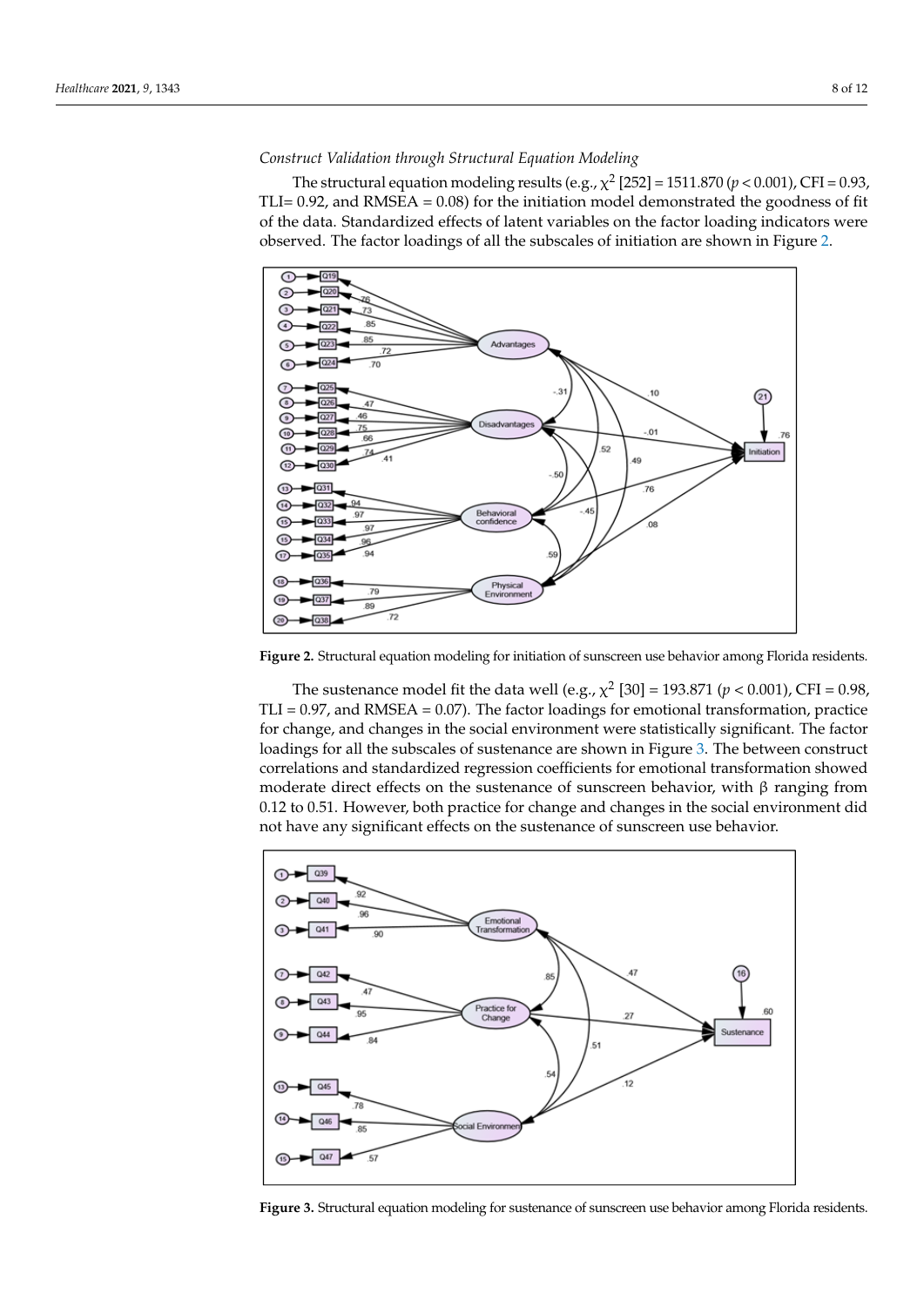*Construct Validation through Structural Equation Modeling*

The structural equation modeling results (e.g., $\chi^2$ [252] = 1511.870 ($p < 0.001$), CFI = 0.93, TLI= 0.92, and RMSEA = 0.08) for the initiation model demonstrated the goodness of fit of the data. Standardized effects of latent variables on the factor loading indicators were observed. The factor loadings of all the subscales of initiation are shown in Figure 2.

**Figure 2.** Structural equation modeling for initiation of sunscreen use behavior among Florida residents.

The sustenance model fit the data well (e.g., $\chi^2$ [30] = 193.871 ($p < 0.001$), CFI = 0.98, TLI = 0.97, and RMSEA = 0.07). The factor loadings for emotional transformation, practice for change, and changes in the social environment were statistically significant. The factor loadings for all the subscales of sustenance are shown in Figure 3. The between construct correlations and standardized regression coefficients for emotional transformation showed moderate direct effects on the sustenance of sunscreen behavior, with $\beta$ ranging from 0.12 to 0.51. However, both practice for change and changes in the social environment did not have any significant effects on the sustenance of sunscreen use behavior.

**Figure 3.** Structural equation modeling for sustenance of sunscreen use behavior among Florida residents.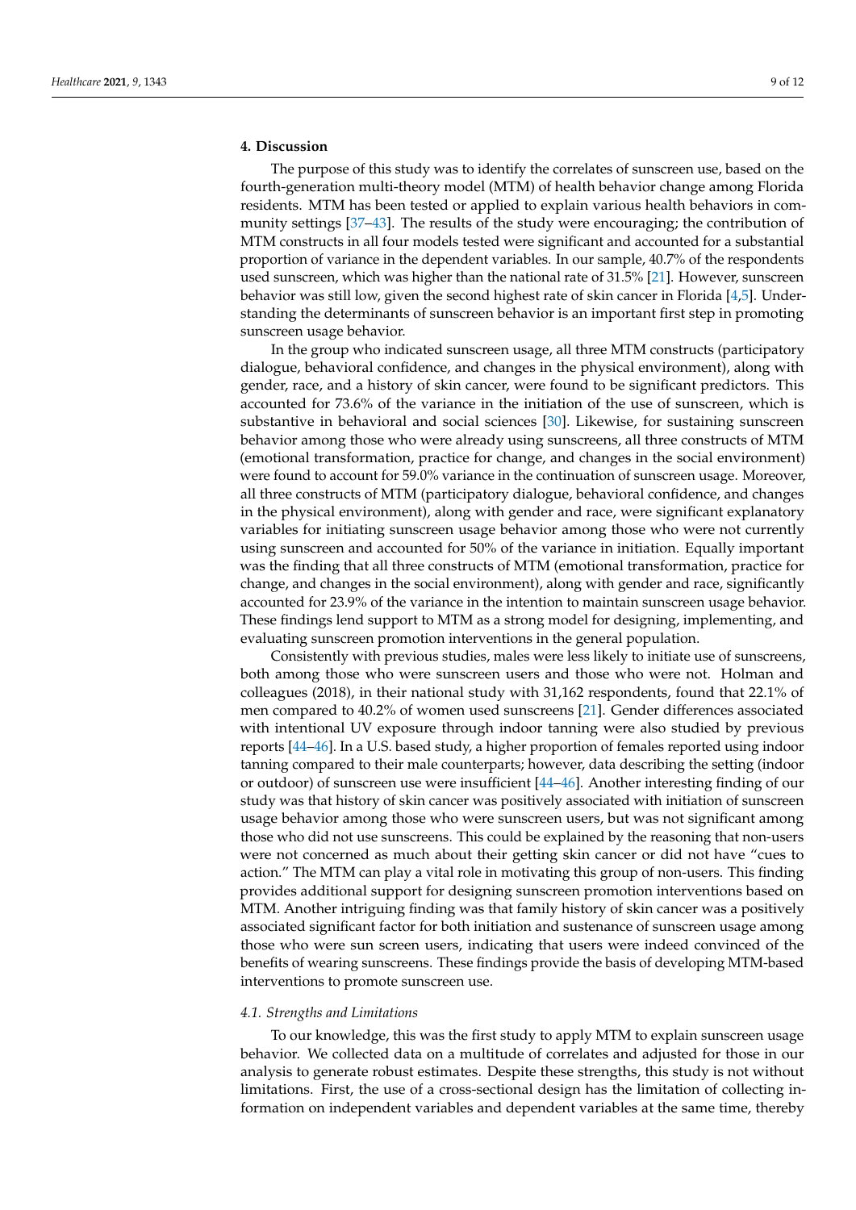## 4. Discussion

The purpose of this study was to identify the correlates of sunscreen use, based on the fourth-generation multi-theory model (MTM) of health behavior change among Florida residents. MTM has been tested or applied to explain various health behaviors in community settings [37–43]. The results of the study were encouraging; the contribution of MTM constructs in all four models tested were significant and accounted for a substantial proportion of variance in the dependent variables. In our sample, 40.7% of the respondents used sunscreen, which was higher than the national rate of 31.5% [21]. However, sunscreen behavior was still low, given the second highest rate of skin cancer in Florida [4,5]. Understanding the determinants of sunscreen behavior is an important first step in promoting sunscreen usage behavior.

In the group who indicated sunscreen usage, all three MTM constructs (participatory dialogue, behavioral confidence, and changes in the physical environment), along with gender, race, and a history of skin cancer, were found to be significant predictors. This accounted for 73.6% of the variance in the initiation of the use of sunscreen, which is substantive in behavioral and social sciences [30]. Likewise, for sustaining sunscreen behavior among those who were already using sunscreens, all three constructs of MTM (emotional transformation, practice for change, and changes in the social environment) were found to account for 59.0% variance in the continuation of sunscreen usage. Moreover, all three constructs of MTM (participatory dialogue, behavioral confidence, and changes in the physical environment), along with gender and race, were significant explanatory variables for initiating sunscreen usage behavior among those who were not currently using sunscreen and accounted for 50% of the variance in initiation. Equally important was the finding that all three constructs of MTM (emotional transformation, practice for change, and changes in the social environment), along with gender and race, significantly accounted for 23.9% of the variance in the intention to maintain sunscreen usage behavior. These findings lend support to MTM as a strong model for designing, implementing, and evaluating sunscreen promotion interventions in the general population.

Consistently with previous studies, males were less likely to initiate use of sunscreens, both among those who were sunscreen users and those who were not. Holman and colleagues (2018), in their national study with 31,162 respondents, found that 22.1% of men compared to 40.2% of women used sunscreens [21]. Gender differences associated with intentional UV exposure through indoor tanning were also studied by previous reports [44–46]. In a U.S. based study, a higher proportion of females reported using indoor tanning compared to their male counterparts; however, data describing the setting (indoor or outdoor) of sunscreen use were insufficient [44–46]. Another interesting finding of our study was that history of skin cancer was positively associated with initiation of sunscreen usage behavior among those who were sunscreen users, but was not significant among those who did not use sunscreens. This could be explained by the reasoning that non-users were not concerned as much about their getting skin cancer or did not have "cues to action." The MTM can play a vital role in motivating this group of non-users. This finding provides additional support for designing sunscreen promotion interventions based on MTM. Another intriguing finding was that family history of skin cancer was a positively associated significant factor for both initiation and sustenance of sunscreen usage among those who were sun screen users, indicating that users were indeed convinced of the benefits of wearing sunscreens. These findings provide the basis of developing MTM-based interventions to promote sunscreen use.

### 4.1. Strengths and Limitations

To our knowledge, this was the first study to apply MTM to explain sunscreen usage behavior. We collected data on a multitude of correlates and adjusted for those in our analysis to generate robust estimates. Despite these strengths, this study is not without limitations. First, the use of a cross-sectional design has the limitation of collecting information on independent variables and dependent variables at the same time, thereby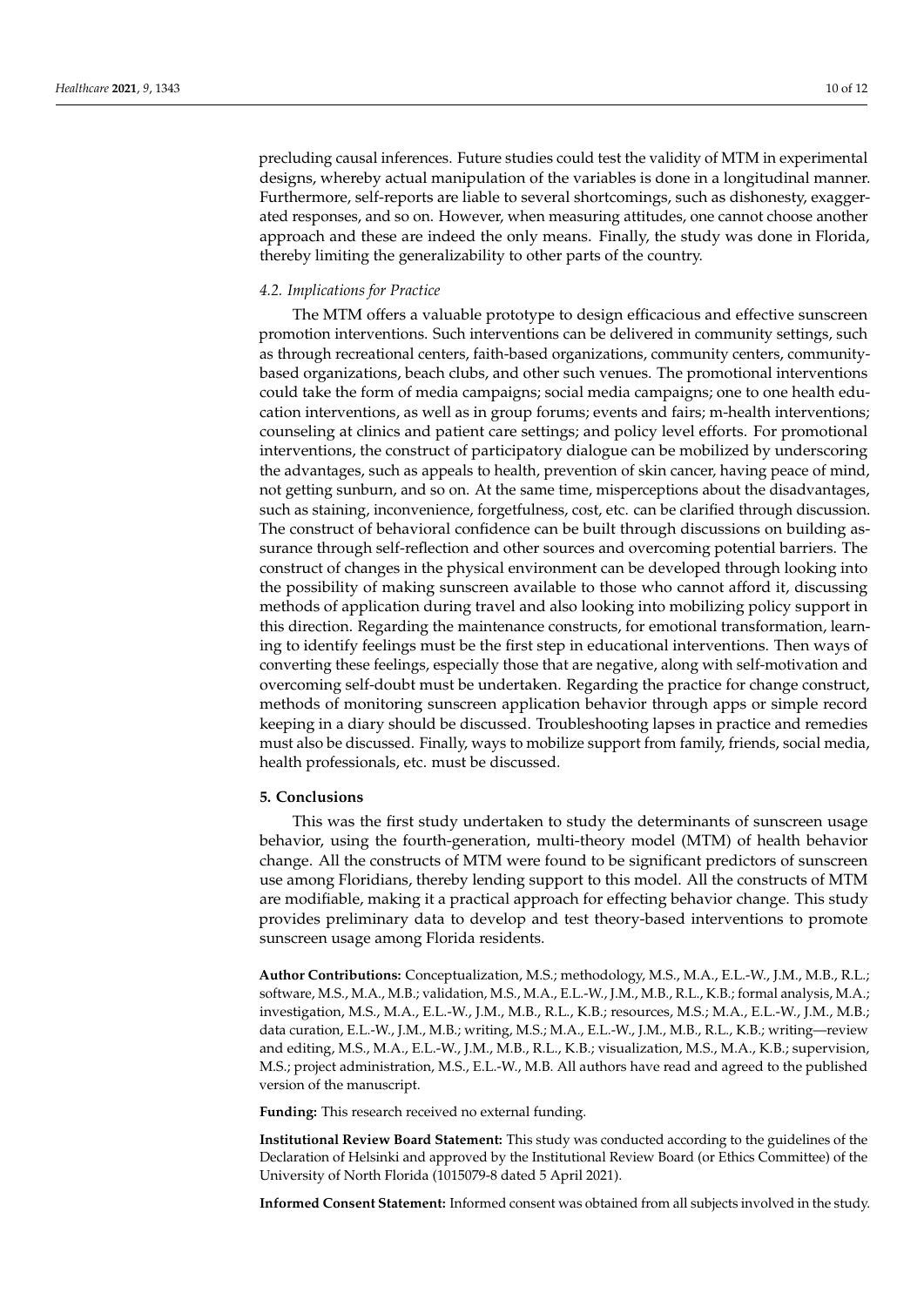precluding causal inferences. Future studies could test the validity of MTM in experimental designs, whereby actual manipulation of the variables is done in a longitudinal manner. Furthermore, self-reports are liable to several shortcomings, such as dishonesty, exaggerated responses, and so on. However, when measuring attitudes, one cannot choose another approach and these are indeed the only means. Finally, the study was done in Florida, thereby limiting the generalizability to other parts of the country.

### *4.2. Implications for Practice*

The MTM offers a valuable prototype to design efficacious and effective sunscreen promotion interventions. Such interventions can be delivered in community settings, such as through recreational centers, faith-based organizations, community centers, community-based organizations, beach clubs, and other such venues. The promotional interventions could take the form of media campaigns; social media campaigns; one to one health education interventions, as well as in group forums; events and fairs; m-health interventions; counseling at clinics and patient care settings; and policy level efforts. For promotional interventions, the construct of participatory dialogue can be mobilized by underscoring the advantages, such as appeals to health, prevention of skin cancer, having peace of mind, not getting sunburn, and so on. At the same time, misperceptions about the disadvantages, such as staining, inconvenience, forgetfulness, cost, etc. can be clarified through discussion. The construct of behavioral confidence can be built through discussions on building assurance through self-reflection and other sources and overcoming potential barriers. The construct of changes in the physical environment can be developed through looking into the possibility of making sunscreen available to those who cannot afford it, discussing methods of application during travel and also looking into mobilizing policy support in this direction. Regarding the maintenance constructs, for emotional transformation, learning to identify feelings must be the first step in educational interventions. Then ways of converting these feelings, especially those that are negative, along with self-motivation and overcoming self-doubt must be undertaken. Regarding the practice for change construct, methods of monitoring sunscreen application behavior through apps or simple record keeping in a diary should be discussed. Troubleshooting lapses in practice and remedies must also be discussed. Finally, ways to mobilize support from family, friends, social media, health professionals, etc. must be discussed.

## **5. Conclusions**

This was the first study undertaken to study the determinants of sunscreen usage behavior, using the fourth-generation, multi-theory model (MTM) of health behavior change. All the constructs of MTM were found to be significant predictors of sunscreen use among Floridians, thereby lending support to this model. All the constructs of MTM are modifiable, making it a practical approach for effecting behavior change. This study provides preliminary data to develop and test theory-based interventions to promote sunscreen usage among Florida residents.

**Author Contributions:** Conceptualization, M.S.; methodology, M.S., M.A., E.L.-W., J.M., M.B., R.L.; software, M.S., M.A., M.B.; validation, M.S., M.A., E.L.-W., J.M., M.B., R.L., K.B.; formal analysis, M.A.; investigation, M.S., M.A., E.L.-W., J.M., M.B., R.L., K.B.; resources, M.S.; M.A., E.L.-W., J.M., M.B.; data curation, E.L.-W., J.M., M.B.; writing, M.S.; M.A., E.L.-W., J.M., M.B., R.L., K.B.; writing—review and editing, M.S., M.A., E.L.-W., J.M., M.B., R.L., K.B.; visualization, M.S., M.A., K.B.; supervision, M.S.; project administration, M.S., E.L.-W., M.B. All authors have read and agreed to the published version of the manuscript.

**Funding:** This research received no external funding.

**Institutional Review Board Statement:** This study was conducted according to the guidelines of the Declaration of Helsinki and approved by the Institutional Review Board (or Ethics Committee) of the University of North Florida (1015079-8 dated 5 April 2021).

**Informed Consent Statement:** Informed consent was obtained from all subjects involved in the study.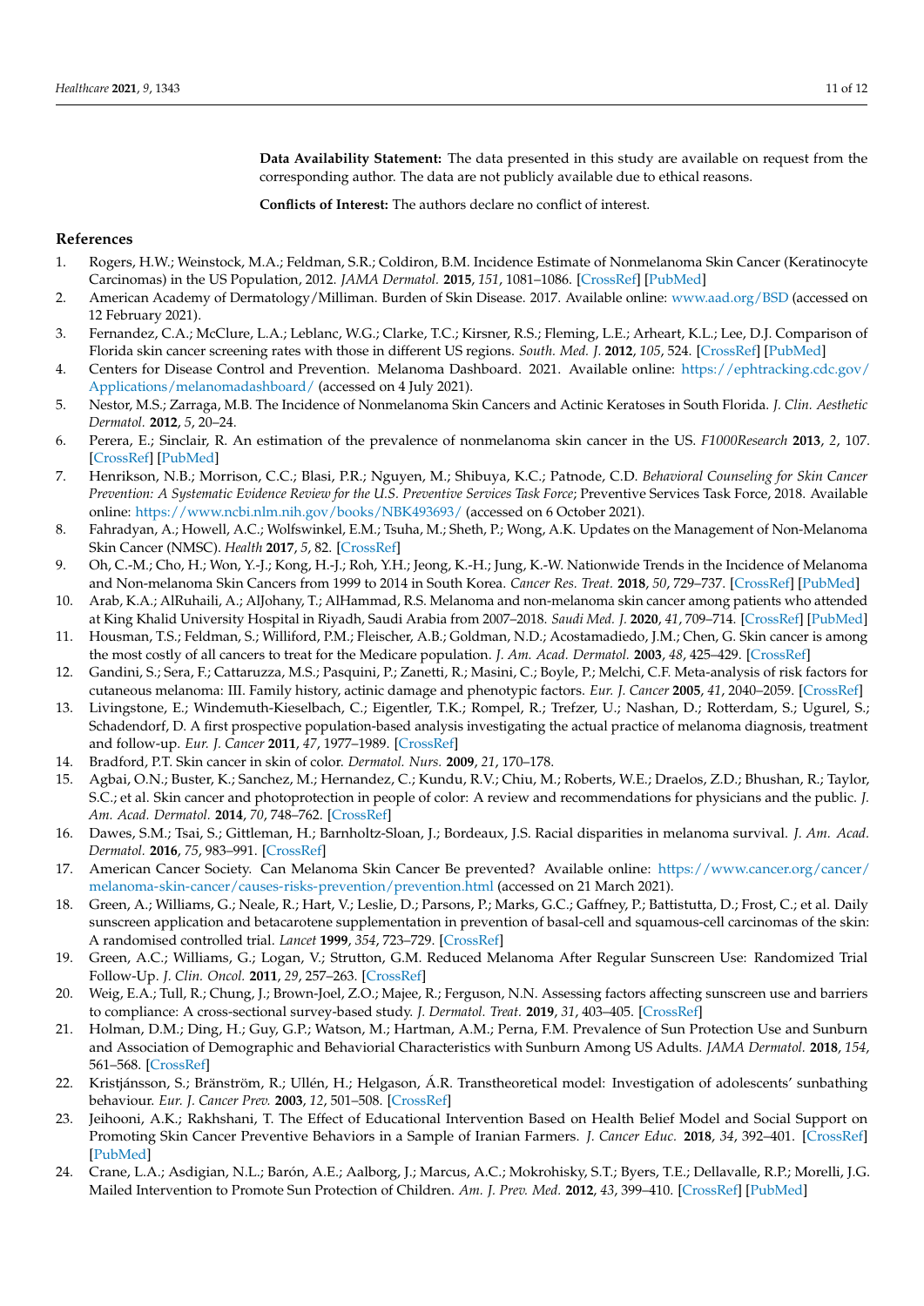**Data Availability Statement:** The data presented in this study are available on request from the corresponding author. The data are not publicly available due to ethical reasons.

**Conflicts of Interest:** The authors declare no conflict of interest.

## References

1. Rogers, H.W.; Weinstock, M.A.; Feldman, S.R.; Coldiron, B.M. Incidence Estimate of Nonmelanoma Skin Cancer (Keratinocyte Carcinomas) in the US Population, 2012. *JAMA Dermatol.* **2015**, *151*, 1081–1086. [CrossRef] [PubMed]
2. American Academy of Dermatology/Milliman. Burden of Skin Disease. 2017. Available online: www.aad.org/BSD (accessed on 12 February 2021).
3. Fernandez, C.A.; McClure, L.A.; Leblanc, W.G.; Clarke, T.C.; Kirsner, R.S.; Fleming, L.E.; Arheart, K.L.; Lee, D.J. Comparison of Florida skin cancer screening rates with those in different US regions. *South. Med. J.* **2012**, *105*, 524. [CrossRef] [PubMed]
4. Centers for Disease Control and Prevention. Melanoma Dashboard. 2021. Available online: https://ephtracking.cdc.gov/Applications/melanomadashboard/ (accessed on 4 July 2021).
5. Nestor, M.S.; Zarraga, M.B. The Incidence of Nonmelanoma Skin Cancers and Actinic Keratoses in South Florida. *J. Clin. Aesthetic Dermatol.* **2012**, *5*, 20–24.
6. Perera, E.; Sinclair, R. An estimation of the prevalence of nonmelanoma skin cancer in the US. *F1000Research* **2013**, *2*, 107. [CrossRef] [PubMed]
7. Henrikson, N.B.; Morrison, C.C.; Blasi, P.R.; Nguyen, M.; Shibuya, K.C.; Patnode, C.D. *Behavioral Counseling for Skin Cancer Prevention: A Systematic Evidence Review for the U.S. Preventive Services Task Force*; Preventive Services Task Force, 2018. Available online: https://www.ncbi.nlm.nih.gov/books/NBK493693/ (accessed on 6 October 2021).
8. Fahradyan, A.; Howell, A.C.; Wolfswinkel, E.M.; Tsuha, M.; Sheth, P.; Wong, A.K. Updates on the Management of Non-Melanoma Skin Cancer (NMSC). *Health* **2017**, *5*, 82. [CrossRef]
9. Oh, C.-M.; Cho, H.; Won, Y.-J.; Kong, H.-J.; Roh, Y.H.; Jeong, K.-H.; Jung, K.-W. Nationwide Trends in the Incidence of Melanoma and Non-melanoma Skin Cancers from 1999 to 2014 in South Korea. *Cancer Res. Treat.* **2018**, *50*, 729–737. [CrossRef] [PubMed]
10. Arab, K.A.; AlRuhaili, A.; AlJohany, T.; AlHammad, R.S. Melanoma and non-melanoma skin cancer among patients who attended at King Khalid University Hospital in Riyadh, Saudi Arabia from 2007–2018. *Saudi Med. J.* **2020**, *41*, 709–714. [CrossRef] [PubMed]
11. Housman, T.S.; Feldman, S.R.; Williford, P.M.; Fleischer, A.B.; Goldman, N.D.; Acostamadiedo, J.M.; Chen, G. Skin cancer is among the most costly of all cancers to treat for the Medicare population. *J. Am. Acad. Dermatol.* **2003**, *48*, 425–429. [CrossRef]
12. Gandini, S.; Sera, F.; Cattaruzza, M.S.; Pasquini, P.; Zanetti, R.; Masini, C.; Boyle, P.; Melchi, C.F. Meta-analysis of risk factors for cutaneous melanoma: III. Family history, actinic damage and phenotypic factors. *Eur. J. Cancer* **2005**, *41*, 2040–2059. [CrossRef]
13. Livingstone, E.; Windemuth-Kieselbach, C.; Eigentler, T.K.; Rompel, R.; Trefzer, U.; Nashan, D.; Rotterdam, S.; Ugurel, S.; Schadendorf, D. A first prospective population-based analysis investigating the actual practice of melanoma diagnosis, treatment and follow-up. *Eur. J. Cancer* **2011**, *47*, 1977–1989. [CrossRef]
14. Bradford, P.T. Skin cancer in skin of color. *Dermatol. Nurs.* **2009**, *21*, 170–178.
15. Agbai, O.N.; Buster, K.; Sanchez, M.; Hernandez, C.; Kundu, R.V.; Chiu, M.; Roberts, W.E.; Draelos, Z.D.; Bhushan, R.; Taylor, S.C.; et al. Skin cancer and photoprotection in people of color: A review and recommendations for physicians and the public. *J. Am. Acad. Dermatol.* **2014**, *70*, 748–762. [CrossRef]
16. Dawes, S.M.; Tsai, S.; Gittleman, H.; Barnholtz-Sloan, J.; Bordeaux, J.S. Racial disparities in melanoma survival. *J. Am. Acad. Dermatol.* **2016**, *75*, 983–991. [CrossRef]
17. American Cancer Society. Can Melanoma Skin Cancer Be prevented? Available online: https://www.cancer.org/cancer/melanoma-skin-cancer/causes-risks-prevention/prevention.html (accessed on 21 March 2021).
18. Green, A.; Williams, G.; Neale, R.; Hart, V.; Leslie, D.; Parsons, P.; Marks, G.C.; Gaffney, P.; Battistutta, D.; Frost, C.; et al. Daily sunscreen application and betacarotene supplementation in prevention of basal-cell and squamous-cell carcinomas of the skin: A randomised controlled trial. *Lancet* **1999**, *354*, 723–729. [CrossRef]
19. Green, A.C.; Williams, G.; Logan, V.; Strutton, G.M. Reduced Melanoma After Regular Sunscreen Use: Randomized Trial Follow-Up. *J. Clin. Oncol.* **2011**, *29*, 257–263. [CrossRef]
20. Weig, E.A.; Tull, R.; Chung, J.; Brown-Joel, Z.O.; Majee, R.; Ferguson, N.N. Assessing factors affecting sunscreen use and barriers to compliance: A cross-sectional survey-based study. *J. Dermatol. Treat.* **2019**, *31*, 403–405. [CrossRef]
21. Holman, D.M.; Ding, H.; Guy, G.P.; Watson, M.; Hartman, A.M.; Perna, F.M. Prevalence of Sun Protection Use and Sunburn and Association of Demographic and Behavioral Characteristics with Sunburn Among US Adults. *JAMA Dermatol.* **2018**, *154*, 561–568. [CrossRef]
22. Kristjánsson, S.; Bränström, R.; Ullén, H.; Helgason, Á.R. Transtheoretical model: Investigation of adolescents' sunbathing behaviour. *Eur. J. Cancer Prev.* **2003**, *12*, 501–508. [CrossRef]
23. Jeihooni, A.K.; Rakhshani, T. The Effect of Educational Intervention Based on Health Belief Model and Social Support on Promoting Skin Cancer Preventive Behaviors in a Sample of Iranian Farmers. *J. Cancer Educ.* **2018**, *34*, 392–401. [CrossRef] [PubMed]
24. Crane, L.A.; Asdigian, N.L.; Barón, A.E.; Aalborg, J.; Marcus, A.C.; Mokrohisky, S.T.; Byers, T.E.; Dellavalle, R.P.; Morelli, J.G. Mailed Intervention to Promote Sun Protection of Children. *Am. J. Prev. Med.* **2012**, *43*, 399–410. [CrossRef] [PubMed]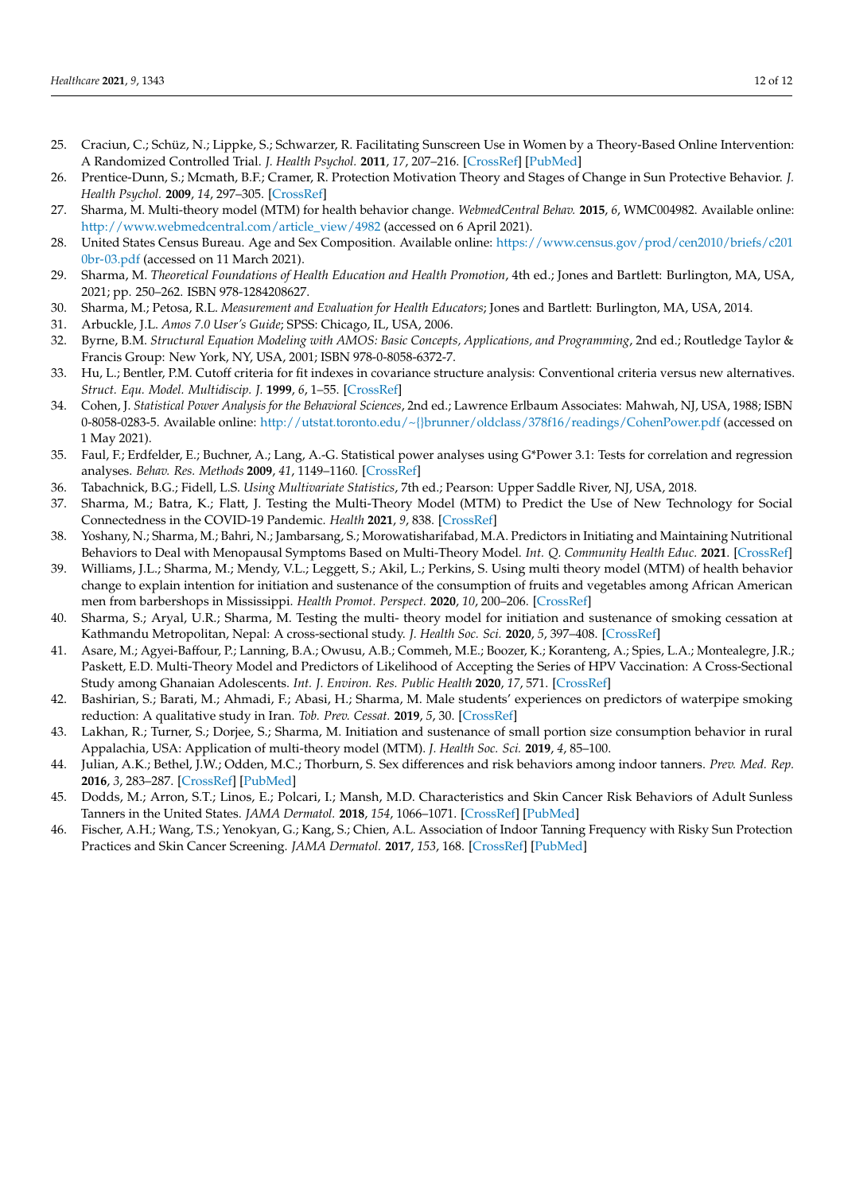25. Craciun, C.; Schüz, N.; Lippke, S.; Schwarzer, R. Facilitating Sunscreen Use in Women by a Theory-Based Online Intervention: A Randomized Controlled Trial. *J. Health Psychol.* **2011**, *17*, 207–216. [CrossRef] [PubMed]
26. Prentice-Dunn, S.; Mcmath, B.F.; Cramer, R. Protection Motivation Theory and Stages of Change in Sun Protective Behavior. *J. Health Psychol.* **2009**, *14*, 297–305. [CrossRef]
27. Sharma, M. Multi-theory model (MTM) for health behavior change. *WebmedCentral Behav.* **2015**, *6*, WMC004982. Available online: http://www.webmedcentral.com/article_view/4982 (accessed on 6 April 2021).
28. United States Census Bureau. Age and Sex Composition. Available online: https://www.census.gov/prod/cen2010/briefs/c2010br-03.pdf (accessed on 11 March 2021).
29. Sharma, M. *Theoretical Foundations of Health Education and Health Promotion*, 4th ed.; Jones and Bartlett: Burlington, MA, USA, 2021; pp. 250–262. ISBN 978-1284208627.
30. Sharma, M.; Petosa, R.L. *Measurement and Evaluation for Health Educators*; Jones and Bartlett: Burlington, MA, USA, 2014.
31. Arbuckle, J.L. *Amos 7.0 User's Guide*; SPSS: Chicago, IL, USA, 2006.
32. Byrne, B.M. *Structural Equation Modeling with AMOS: Basic Concepts, Applications, and Programming*, 2nd ed.; Routledge Taylor & Francis Group: New York, NY, USA, 2001; ISBN 978-0-8058-6372-7.
33. Hu, L.; Bentler, P.M. Cutoff criteria for fit indexes in covariance structure analysis: Conventional criteria versus new alternatives. *Struct. Equ. Model. Multidiscip. J.* **1999**, *6*, 1–55. [CrossRef]
34. Cohen, J. *Statistical Power Analysis for the Behavioral Sciences*, 2nd ed.; Lawrence Erlbaum Associates: Mahwah, NJ, USA, 1988; ISBN 0-8058-0283-5. Available online: http://utstat.toronto.edu/~{}brunner/oldclass/378f16/readings/CohenPower.pdf (accessed on 1 May 2021).
35. Faul, F.; Erdfelder, E.; Buchner, A.; Lang, A.-G. Statistical power analyses using G*Power 3.1: Tests for correlation and regression analyses. *Behav. Res. Methods* **2009**, *41*, 1149–1160. [CrossRef]
36. Tabachnick, B.G.; Fidell, L.S. *Using Multivariate Statistics*, 7th ed.; Pearson: Upper Saddle River, NJ, USA, 2018.
37. Sharma, M.; Batra, K.; Flatt, J. Testing the Multi-Theory Model (MTM) to Predict the Use of New Technology for Social Connectedness in the COVID-19 Pandemic. *Health* **2021**, *9*, 838. [CrossRef]
38. Yoshany, N.; Sharma, M.; Bahri, N.; Jambarsang, S.; Morowatisharifabad, M.A. Predictors in Initiating and Maintaining Nutritional Behaviors to Deal with Menopausal Symptoms Based on Multi-Theory Model. *Int. Q. Community Health Educ.* **2021**. [CrossRef]
39. Williams, J.L.; Sharma, M.; Mendy, V.L.; Leggett, S.; Akil, L.; Perkins, S. Using multi theory model (MTM) of health behavior change to explain intention for initiation and sustenance of the consumption of fruits and vegetables among African American men from barbershops in Mississippi. *Health Promot. Perspect.* **2020**, *10*, 200–206. [CrossRef]
40. Sharma, S.; Aryal, U.R.; Sharma, M. Testing the multi- theory model for initiation and sustenance of smoking cessation at Kathmandu Metropolitan, Nepal: A cross-sectional study. *J. Health Soc. Sci.* **2020**, *5*, 397–408. [CrossRef]
41. Asare, M.; Agyei-Baffour, P.; Lanning, B.A.; Owusu, A.B.; Commeh, M.E.; Boozer, K.; Koranteng, A.; Spies, L.A.; Montealegre, J.R.; Paskett, E.D. Multi-Theory Model and Predictors of Likelihood of Accepting the Series of HPV Vaccination: A Cross-Sectional Study among Ghanaian Adolescents. *Int. J. Environ. Res. Public Health* **2020**, *17*, 571. [CrossRef]
42. Bashirian, S.; Barati, M.; Ahmadi, F.; Abasi, H.; Sharma, M. Male students' experiences on predictors of waterpipe smoking reduction: A qualitative study in Iran. *Tob. Prev. Cessat.* **2019**, *5*, 30. [CrossRef]
43. Lakhan, R.; Turner, S.; Dorjee, S.; Sharma, M. Initiation and sustenance of small portion size consumption behavior in rural Appalachia, USA: Application of multi-theory model (MTM). *J. Health Soc. Sci.* **2019**, *4*, 85–100.
44. Julian, A.K.; Bethel, J.W.; Odden, M.C.; Thorburn, S. Sex differences and risk behaviors among indoor tanners. *Prev. Med. Rep.* **2016**, *3*, 283–287. [CrossRef] [PubMed]
45. Dodds, M.; Arron, S.T.; Linos, E.; Polcari, I.; Mansh, M.D. Characteristics and Skin Cancer Risk Behaviors of Adult Sunless Tanners in the United States. *JAMA Dermatol.* **2018**, *154*, 1066–1071. [CrossRef] [PubMed]
46. Fischer, A.H.; Wang, T.S.; Yenokyan, G.; Kang, S.; Chien, A.L. Association of Indoor Tanning Frequency with Risky Sun Protection Practices and Skin Cancer Screening. *JAMA Dermatol.* **2017**, *153*, 168. [CrossRef] [PubMed]